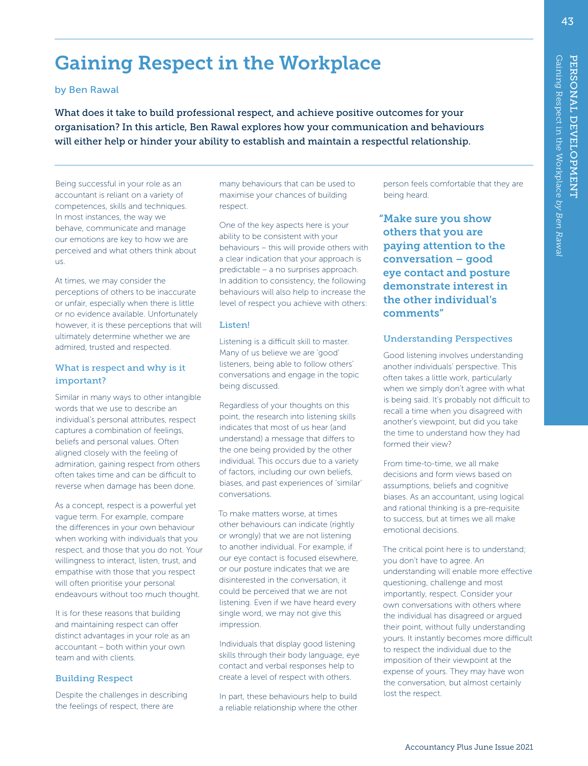# Gaining Respect in the Workplace

by Ben Rawal

**What does it take to build professional respect, and achieve positive outcomes for your organisation? In this article, Ben Rawal explores how your communication and behaviours will either help or hinder your ability to establish and maintain a respectful relationship.**

Being successful in your role as an accountant is reliant on a variety of competences, skills and techniques. In most instances, the way we behave, communicate and manage our emotions are key to how we are perceived and what others think about us.

At times, we may consider the perceptions of others to be inaccurate or unfair, especially when there is little or no evidence available. Unfortunately however, it is these perceptions that will ultimately determine whether we are admired, trusted and respected.

### What is respect and why is it important?

Similar in many ways to other intangible words that we use to describe an individual's personal attributes, respect captures a combination of feelings, beliefs and personal values. Often aligned closely with the feeling of admiration, gaining respect from others often takes time and can be difficult to reverse when damage has been done.

As a concept, respect is a powerful yet vague term. For example, compare the differences in your own behaviour when working with individuals that you respect, and those that you do not. Your willingness to interact, listen, trust, and empathise with those that you respect will often prioritise your personal endeavours without too much thought.

It is for these reasons that building and maintaining respect can offer distinct advantages in your role as an accountant – both within your own team and with clients.

### Building Respect

Despite the challenges in describing the feelings of respect, there are many behaviours that can be used to maximise your chances of building respect.

One of the key aspects here is your ability to be consistent with your behaviours – this will provide others with a clear indication that your approach is predictable – a no surprises approach. In addition to consistency, the following behaviours will also help to increase the level of respect you achieve with others:

### Listen!

Listening is a difficult skill to master. Many of us believe we are 'good' listeners, being able to follow others' conversations and engage in the topic being discussed.

Regardless of your thoughts on this point, the research into listening skills indicates that most of us hear (and understand) a message that differs to the one being provided by the other individual. This occurs due to a variety of factors, including our own beliefs, biases, and past experiences of 'similar' conversations.

To make matters worse, at times other behaviours can indicate (rightly or wrongly) that we are not listening to another individual. For example, if our eye contact is focused elsewhere, or our posture indicates that we are disinterested in the conversation, it could be perceived that we are not listening. Even if we have heard every single word, we may not give this impression.

Individuals that display good listening skills through their body language, eye contact and verbal responses help to create a level of respect with others.

In part, these behaviours help to build a reliable relationship where the other person feels comfortable that they are being heard.

> **"Make sure you show others that you are paying attention to the conversation – good eye contact and posture demonstrate interest in the other individual's comments"**

### Understanding Perspectives

Good listening involves understanding another individuals' perspective. This often takes a little work, particularly when we simply don't agree with what is being said. It's probably not difficult to recall a time when you disagreed with another's viewpoint, but did you take the time to understand how they had formed their view?

From time-to-time, we all make decisions and form views based on assumptions, beliefs and cognitive biases. As an accountant, using logical and rational thinking is a pre-requisite to success, but at times we all make emotional decisions.

The critical point here is to understand; you don't have to agree. An understanding will enable more effective questioning, challenge and most importantly, respect. Consider your own conversations with others where the individual has disagreed or argued their point, without fully understanding yours. It instantly becomes more difficult to respect the individual due to the imposition of their viewpoint at the expense of yours. They may have won the conversation, but almost certainly lost the respect.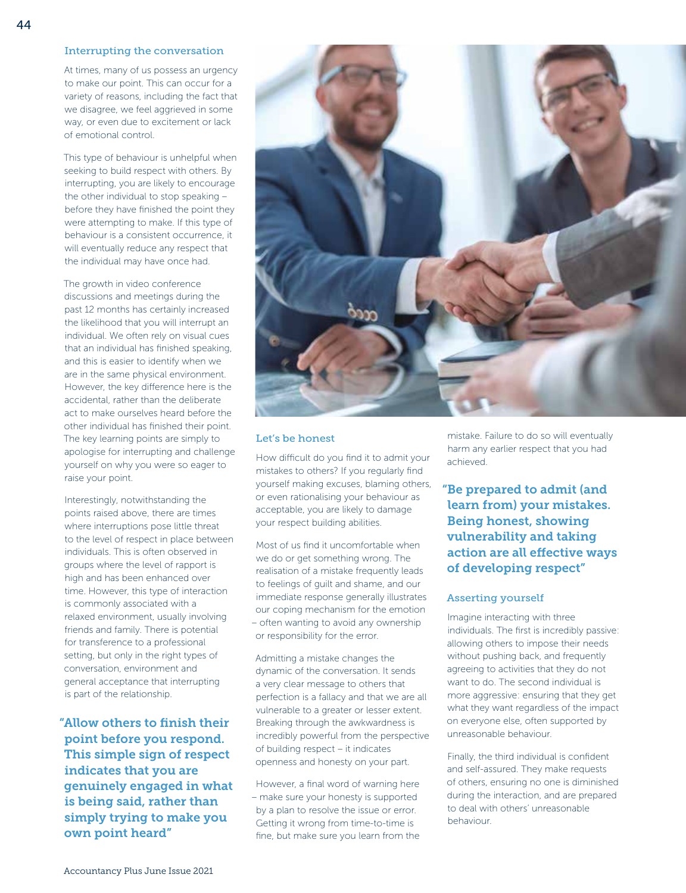### Interrupting the conversation

At times, many of us possess an urgency to make our point. This can occur for a variety of reasons, including the fact that we disagree, we feel aggrieved in some way, or even due to excitement or lack of emotional control.

This type of behaviour is unhelpful when seeking to build respect with others. By interrupting, you are likely to encourage the other individual to stop speaking – before they have finished the point they were attempting to make. If this type of behaviour is a consistent occurrence, it will eventually reduce any respect that the individual may have once had.

The growth in video conference discussions and meetings during the past 12 months has certainly increased the likelihood that you will interrupt an individual. We often rely on visual cues that an individual has finished speaking, and this is easier to identify when we are in the same physical environment. However, the key difference here is the accidental, rather than the deliberate act to make ourselves heard before the other individual has finished their point. The key learning points are simply to apologise for interrupting and challenge yourself on why you were so eager to raise your point.

Interestingly, notwithstanding the points raised above, there are times where interruptions pose little threat to the level of respect in place between individuals. This is often observed in groups where the level of rapport is high and has been enhanced over time. However, this type of interaction is commonly associated with a relaxed environment, usually involving friends and family. There is potential for transference to a professional setting, but only in the right types of conversation, environment and general acceptance that interrupting is part of the relationship.

> **"Allow others to finish their point before you respond. This simple sign of respect indicates that you are genuinely engaged in what is being said, rather than simply trying to make you own point heard"**

### Let's be honest

How difficult do you find it to admit your mistakes to others? If you regularly find yourself making excuses, blaming others, or even rationalising your behaviour as acceptable, you are likely to damage your respect building abilities.

Most of us find it uncomfortable when we do or get something wrong. The realisation of a mistake frequently leads to feelings of guilt and shame, and our immediate response generally illustrates our coping mechanism for the emotion – often wanting to avoid any ownership or responsibility for the error.

Admitting a mistake changes the dynamic of the conversation. It sends a very clear message to others that perfection is a fallacy and that we are all vulnerable to a greater or lesser extent. Breaking through the awkwardness is incredibly powerful from the perspective of building respect – it indicates openness and honesty on your part.

However, a final word of warning here – make sure your honesty is supported by a plan to resolve the issue or error. Getting it wrong from time-to-time is fine, but make sure you learn from the mistake. Failure to do so will eventually harm any earlier respect that you had achieved.

> **"Be prepared to admit (and learn from) your mistakes. Being honest, showing vulnerability and taking action are all effective ways of developing respect"**

### Asserting yourself

Imagine interacting with three individuals. The first is incredibly passive: allowing others to impose their needs without pushing back, and frequently agreeing to activities that they do not want to do. The second individual is more aggressive: ensuring that they get what they want regardless of the impact on everyone else, often supported by unreasonable behaviour.

Finally, the third individual is confident and self-assured. They make requests of others, ensuring no one is diminished during the interaction, and are prepared to deal with others' unreasonable behaviour.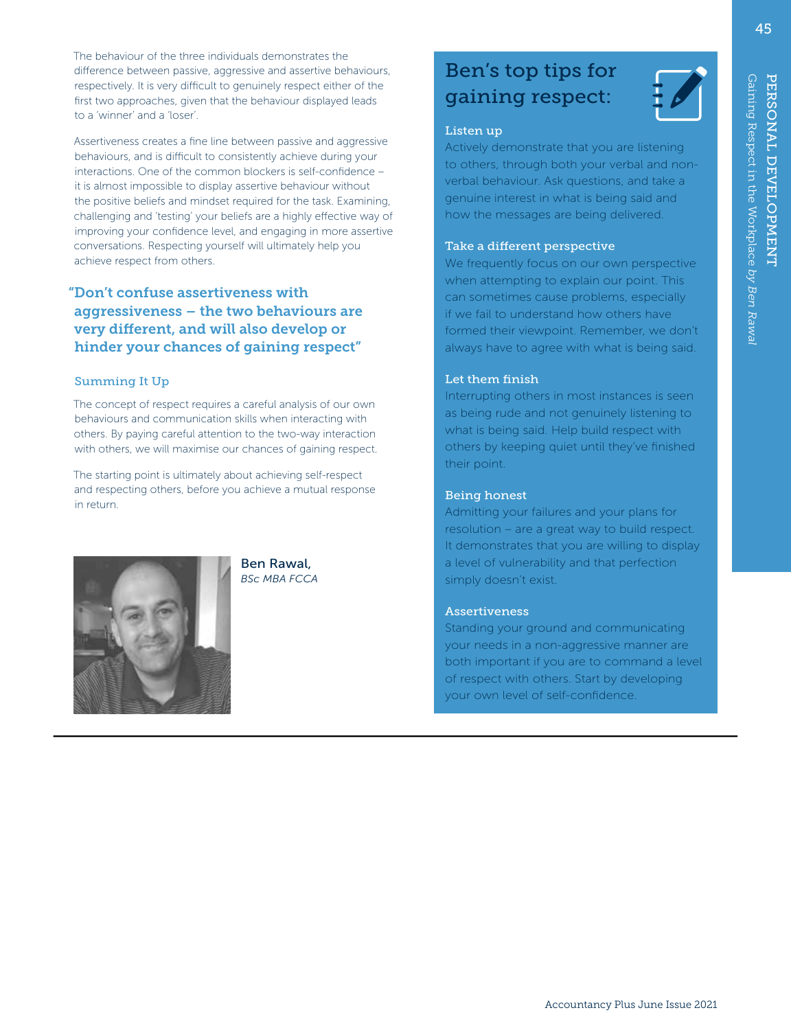The behaviour of the three individuals demonstrates the difference between passive, aggressive and assertive behaviours, respectively. It is very difficult to genuinely respect either of the first two approaches, given that the behaviour displayed leads to a 'winner' and a 'loser'.

Assertiveness creates a fine line between passive and aggressive behaviours, and is difficult to consistently achieve during your interactions. One of the common blockers is self-confidence – it is almost impossible to display assertive behaviour without the positive beliefs and mindset required for the task. Examining, challenging and 'testing' your beliefs are a highly effective way of improving your confidence level, and engaging in more assertive conversations. Respecting yourself will ultimately help you achieve respect from others.

**"Don't confuse assertiveness with aggressiveness – the two behaviours are very different, and will also develop or hinder your chances of gaining respect"**

### Summing It Up

The concept of respect requires a careful analysis of our own behaviours and communication skills when interacting with others. By paying careful attention to the two-way interaction with others, we will maximise our chances of gaining respect.

The starting point is ultimately about achieving self-respect and respecting others, before you achieve a mutual response in return.

Ben Rawal,
*BSc MBA FCCA*

## Ben's top tips for gaining respect:

### Listen up

Actively demonstrate that you are listening to others, through both your verbal and non-verbal behaviour. Ask questions, and take a genuine interest in what is being said and how the messages are being delivered.

### Take a different perspective

We frequently focus on our own perspective when attempting to explain our point. This can sometimes cause problems, especially if we fail to understand how others have formed their viewpoint. Remember, we don't always have to agree with what is being said.

### Let them finish

Interrupting others in most instances is seen as being rude and not genuinely listening to what is being said. Help build respect with others by keeping quiet until they've finished their point.

### Being honest

Admitting your failures and your plans for resolution – are a great way to build respect. It demonstrates that you are willing to display a level of vulnerability and that perfection simply doesn't exist.

### Assertiveness

Standing your ground and communicating your needs in a non-aggressive manner are both important if you are to command a level of respect with others. Start by developing your own level of self-confidence.